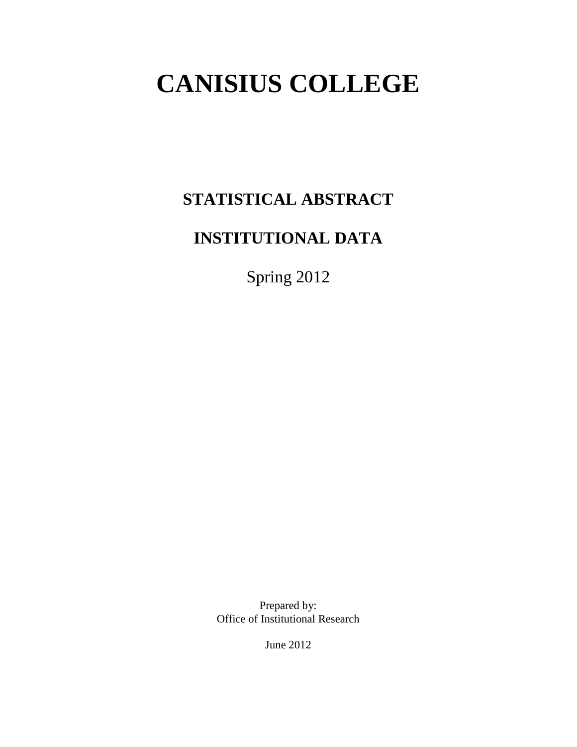# CANISIUS COLLEGE

## STATISTICAL ABSTRACT

## INSTITUTIONAL DATA

Spring 2012

Prepared by:
Office of Institutional Research

June 2012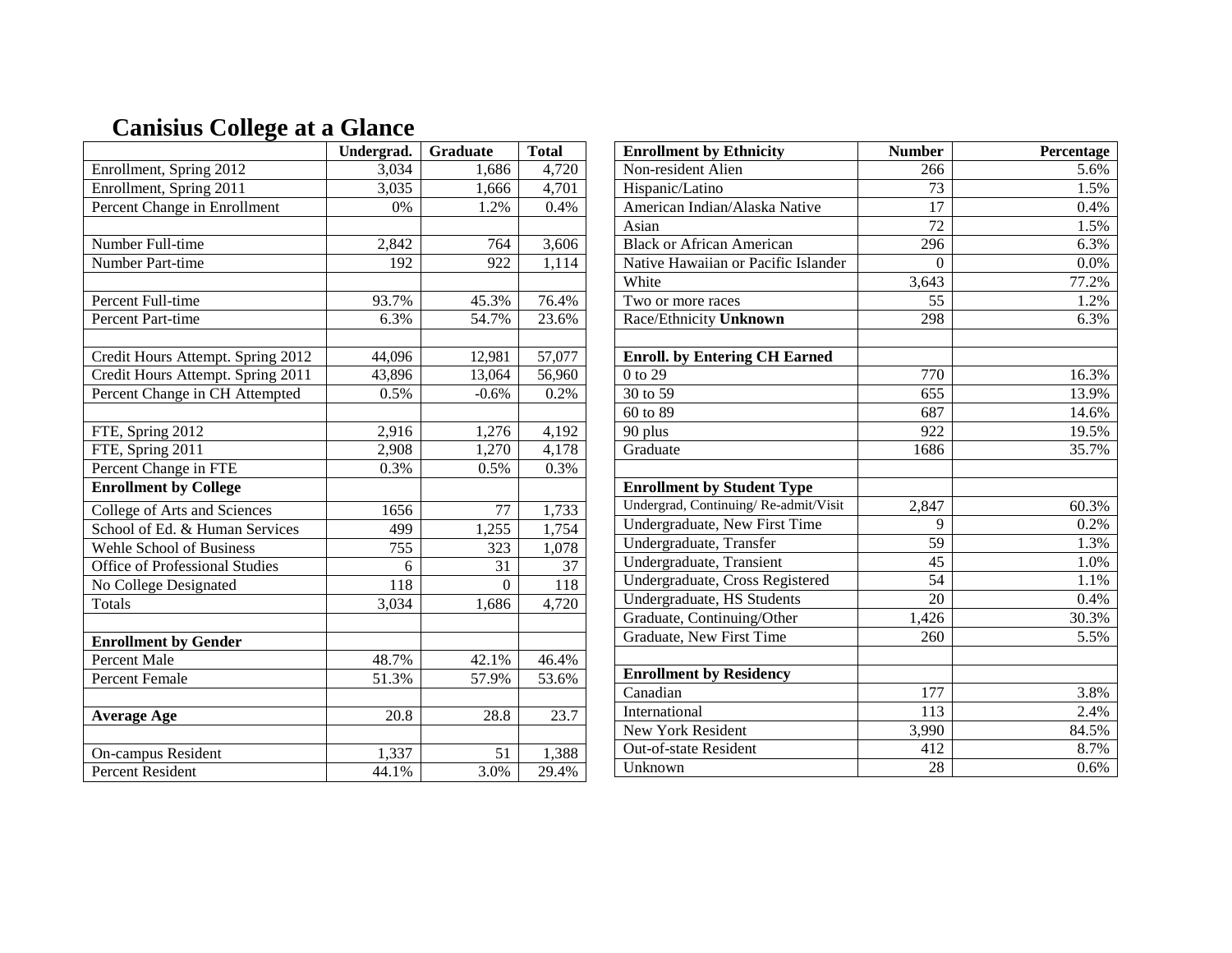# Canisius College at a Glance

| | Undergrad. | Graduate | Total |
|---|---|---|---|
| Enrollment, Spring 2012 | 3,034 | 1,686 | 4,720 |
| Enrollment, Spring 2011 | 3,035 | 1,666 | 4,701 |
| Percent Change in Enrollment | 0% | 1.2% | 0.4% |
| | | | |
| Number Full-time | 2,842 | 764 | 3,606 |
| Number Part-time | 192 | 922 | 1,114 |
| | | | |
| Percent Full-time | 93.7% | 45.3% | 76.4% |
| Percent Part-time | 6.3% | 54.7% | 23.6% |
| | | | |
| Credit Hours Attempt. Spring 2012 | 44,096 | 12,981 | 57,077 |
| Credit Hours Attempt. Spring 2011 | 43,896 | 13,064 | 56,960 |
| Percent Change in CH Attempted | 0.5% | -0.6% | 0.2% |
| | | | |
| FTE, Spring 2012 | 2,916 | 1,276 | 4,192 |
| FTE, Spring 2011 | 2,908 | 1,270 | 4,178 |
| Percent Change in FTE | 0.3% | 0.5% | 0.3% |
| **Enrollment by College** | | | |
| College of Arts and Sciences | 1656 | 77 | 1,733 |
| School of Ed. & Human Services | 499 | 1,255 | 1,754 |
| Wehle School of Business | 755 | 323 | 1,078 |
| Office of Professional Studies | 6 | 31 | 37 |
| No College Designated | 118 | 0 | 118 |
| Totals | 3,034 | 1,686 | 4,720 |
| | | | |
| **Enrollment by Gender** | | | |
| Percent Male | 48.7% | 42.1% | 46.4% |
| Percent Female | 51.3% | 57.9% | 53.6% |
| | | | |
| **Average Age** | 20.8 | 28.8 | 23.7 |
| | | | |
| On-campus Resident | 1,337 | 51 | 1,388 |
| Percent Resident | 44.1% | 3.0% | 29.4% |

| Enrollment by Ethnicity | Number | Percentage |
|---|---|---|
| Non-resident Alien | 266 | 5.6% |
| Hispanic/Latino | 73 | 1.5% |
| American Indian/Alaska Native | 17 | 0.4% |
| Asian | 72 | 1.5% |
| Black or African American | 296 | 6.3% |
| Native Hawaiian or Pacific Islander | 0 | 0.0% |
| White | 3,643 | 77.2% |
| Two or more races | 55 | 1.2% |
| Race/Ethnicity **Unknown** | 298 | 6.3% |
| | | |
| **Enroll. by Entering CH Earned** | | |
| 0 to 29 | 770 | 16.3% |
| 30 to 59 | 655 | 13.9% |
| 60 to 89 | 687 | 14.6% |
| 90 plus | 922 | 19.5% |
| Graduate | 1686 | 35.7% |
| | | |
| **Enrollment by Student Type** | | |
| Undergrad, Continuing/ Re-admit/Visit | 2,847 | 60.3% |
| Undergraduate, New First Time | 9 | 0.2% |
| Undergraduate, Transfer | 59 | 1.3% |
| Undergraduate, Transient | 45 | 1.0% |
| Undergraduate, Cross Registered | 54 | 1.1% |
| Undergraduate, HS Students | 20 | 0.4% |
| Graduate, Continuing/Other | 1,426 | 30.3% |
| Graduate, New First Time | 260 | 5.5% |
| | | |
| **Enrollment by Residency** | | |
| Canadian | 177 | 3.8% |
| International | 113 | 2.4% |
| New York Resident | 3,990 | 84.5% |
| Out-of-state Resident | 412 | 8.7% |
| Unknown | 28 | 0.6% |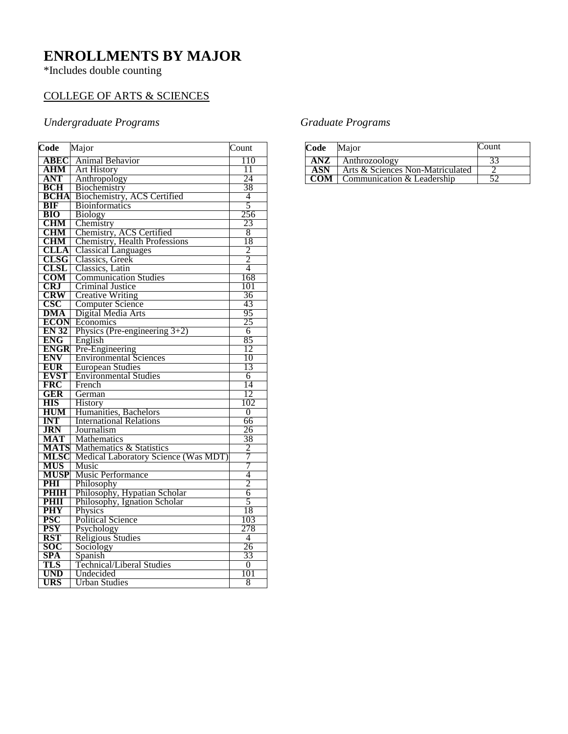# ENROLLMENTS BY MAJOR

*Includes double counting

COLLEGE OF ARTS & SCIENCES

### *Undergraduate Programs*

| Code | Major | Count |
|---|---|---|
| **ABEC** | Animal Behavior | 110 |
| **AHM** | Art History | 11 |
| **ANT** | Anthropology | 24 |
| **BCH** | Biochemistry | 38 |
| **BCHA** | Biochemistry, ACS Certified | 4 |
| **BIF** | Bioinformatics | 5 |
| **BIO** | Biology | 256 |
| **CHM** | Chemistry | 23 |
| **CHM** | Chemistry, ACS Certified | 8 |
| **CHM** | Chemistry, Health Professions | 18 |
| **CLLA** | Classical Languages | 2 |
| **CLSG** | Classics, Greek | 2 |
| **CLSL** | Classics, Latin | 4 |
| **COM** | Communication Studies | 168 |
| **CRJ** | Criminal Justice | 101 |
| **CRW** | Creative Writing | 36 |
| **CSC** | Computer Science | 43 |
| **DMA** | Digital Media Arts | 95 |
| **ECON** | Economics | 25 |
| **EN 32** | Physics (Pre-engineering 3+2) | 6 |
| **ENG** | English | 85 |
| **ENGR** | Pre-Engineering | 12 |
| **ENV** | Environmental Sciences | 10 |
| **EUR** | European Studies | 13 |
| **EVST** | Environmental Studies | 6 |
| **FRC** | French | 14 |
| **GER** | German | 12 |
| **HIS** | History | 102 |
| **HUM** | Humanities, Bachelors | 0 |
| **INT** | International Relations | 66 |
| **JRN** | Journalism | 26 |
| **MAT** | Mathematics | 38 |
| **MATS** | Mathematics & Statistics | 2 |
| **MLSC** | Medical Laboratory Science (Was MDT) | 7 |
| **MUS** | Music | 7 |
| **MUSP** | Music Performance | 4 |
| **PHI** | Philosophy | 2 |
| **PHIH** | Philosophy, Hypatian Scholar | 6 |
| **PHII** | Philosophy, Ignation Scholar | 5 |
| **PHY** | Physics | 18 |
| **PSC** | Political Science | 103 |
| **PSY** | Psychology | 278 |
| **RST** | Religious Studies | 4 |
| **SOC** | Sociology | 26 |
| **SPA** | Spanish | 33 |
| **TLS** | Technical/Liberal Studies | 0 |
| **UND** | Undecided | 101 |
| **URS** | Urban Studies | 8 |

### *Graduate Programs*

| Code | Major | Count |
|---|---|---|
| **ANZ** | Anthrozoology | 33 |
| **ASN** | Arts & Sciences Non-Matriculated | 2 |
| **COM** | Communication & Leadership | 52 |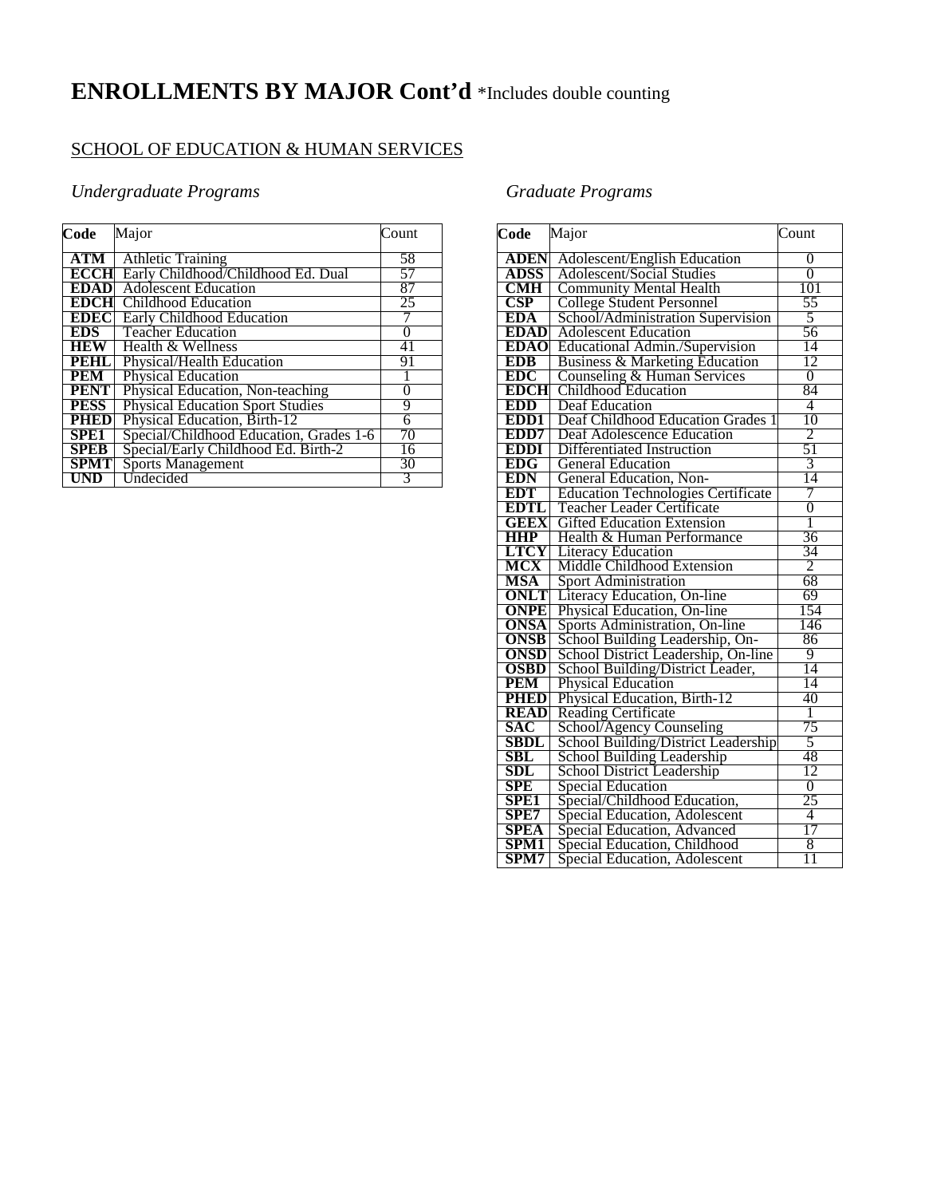# ENROLLMENTS BY MAJOR Cont'd *Includes double counting

SCHOOL OF EDUCATION & HUMAN SERVICES

*Undergraduate Programs*

| Code | Major | Count |
|---|---|---|
| **ATM** | Athletic Training | 58 |
| **ECCH** | Early Childhood/Childhood Ed. Dual | 57 |
| **EDAD** | Adolescent Education | 87 |
| **EDCH** | Childhood Education | 25 |
| **EDEC** | Early Childhood Education | 7 |
| **EDS** | Teacher Education | 0 |
| **HEW** | Health & Wellness | 41 |
| **PEHL** | Physical/Health Education | 91 |
| **PEM** | Physical Education | 1 |
| **PENT** | Physical Education, Non-teaching | 0 |
| **PESS** | Physical Education Sport Studies | 9 |
| **PHED** | Physical Education, Birth-12 | 6 |
| **SPE1** | Special/Childhood Education, Grades 1-6 | 70 |
| **SPEB** | Special/Early Childhood Ed. Birth-2 | 16 |
| **SPMT** | Sports Management | 30 |
| **UND** | Undecided | 3 |

*Graduate Programs*

| Code | Major | Count |
|---|---|---|
| **ADEN** | Adolescent/English Education | 0 |
| **ADSS** | Adolescent/Social Studies | 0 |
| **CMH** | Community Mental Health | 101 |
| **CSP** | College Student Personnel | 55 |
| **EDA** | School/Administration Supervision | 5 |
| **EDAD** | Adolescent Education | 56 |
| **EDAO** | Educational Admin./Supervision | 14 |
| **EDB** | Business & Marketing Education | 12 |
| **EDC** | Counseling & Human Services | 0 |
| **EDCH** | Childhood Education | 84 |
| **EDD** | Deaf Education | 4 |
| **EDD1** | Deaf Childhood Education Grades 1 | 10 |
| **EDD7** | Deaf Adolescence Education | 2 |
| **EDDI** | Differentiated Instruction | 51 |
| **EDG** | General Education | 3 |
| **EDN** | General Education, Non- | 14 |
| **EDT** | Education Technologies Certificate | 7 |
| **EDTL** | Teacher Leader Certificate | 0 |
| **GEEX** | Gifted Education Extension | 1 |
| **HHP** | Health & Human Performance | 36 |
| **LTCY** | Literacy Education | 34 |
| **MCX** | Middle Childhood Extension | 2 |
| **MSA** | Sport Administration | 68 |
| **ONLT** | Literacy Education, On-line | 69 |
| **ONPE** | Physical Education, On-line | 154 |
| **ONSA** | Sports Administration, On-line | 146 |
| **ONSB** | School Building Leadership, On- | 86 |
| **ONSD** | School District Leadership, On-line | 9 |
| **OSBD** | School Building/District Leader, | 14 |
| **PEM** | Physical Education | 14 |
| **PHED** | Physical Education, Birth-12 | 40 |
| **READ** | Reading Certificate | 1 |
| **SAC** | School/Agency Counseling | 75 |
| **SBDL** | School Building/District Leadership | 5 |
| **SBL** | School Building Leadership | 48 |
| **SDL** | School District Leadership | 12 |
| **SPE** | Special Education | 0 |
| **SPE1** | Special/Childhood Education, | 25 |
| **SPE7** | Special Education, Adolescent | 4 |
| **SPEA** | Special Education, Advanced | 17 |
| **SPM1** | Special Education, Childhood | 8 |
| **SPM7** | Special Education, Adolescent | 11 |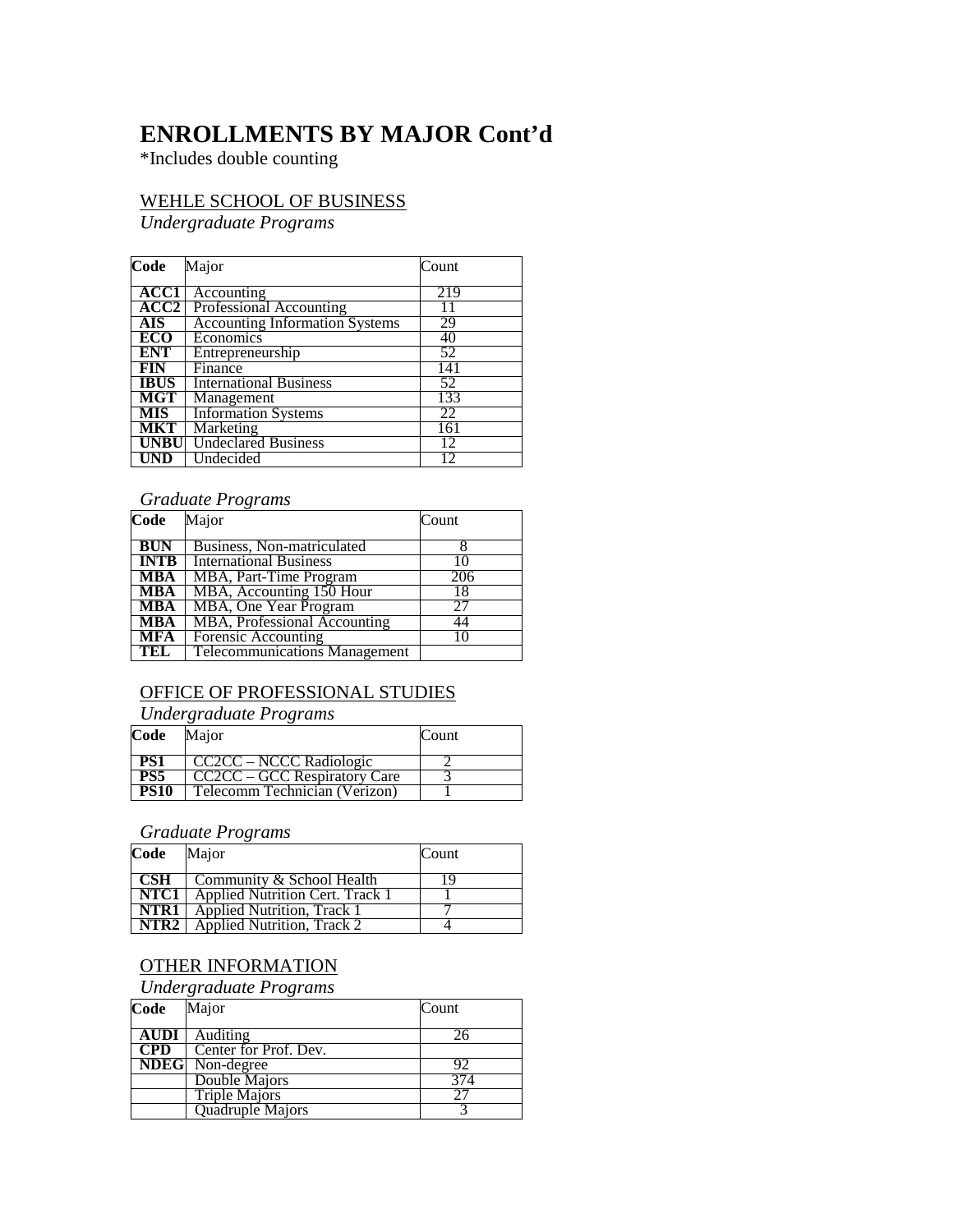# ENROLLMENTS BY MAJOR Cont'd

*Includes double counting

## WEHLE SCHOOL OF BUSINESS

*Undergraduate Programs*

| Code | Major | Count |
|---|---|---|
| **ACC1** | Accounting | 219 |
| **ACC2** | Professional Accounting | 11 |
| **AIS** | Accounting Information Systems | 29 |
| **ECO** | Economics | 40 |
| **ENT** | Entrepreneurship | 52 |
| **FIN** | Finance | 141 |
| **IBUS** | International Business | 52 |
| **MGT** | Management | 133 |
| **MIS** | Information Systems | 22 |
| **MKT** | Marketing | 161 |
| **UNBU** | Undeclared Business | 12 |
| **UND** | Undecided | 12 |

*Graduate Programs*

| Code | Major | Count |
|---|---|---|
| **BUN** | Business, Non-matriculated | 8 |
| **INTB** | International Business | 10 |
| **MBA** | MBA, Part-Time Program | 206 |
| **MBA** | MBA, Accounting 150 Hour | 18 |
| **MBA** | MBA, One Year Program | 27 |
| **MBA** | MBA, Professional Accounting | 44 |
| **MFA** | Forensic Accounting | 10 |
| **TEL** | Telecommunications Management | |

## OFFICE OF PROFESSIONAL STUDIES

*Undergraduate Programs*

| Code | Major | Count |
|---|---|---|
| **PS1** | CC2CC – NCCC Radiologic | 2 |
| **PS5** | CC2CC – GCC Respiratory Care | 3 |
| **PS10** | Telecomm Technician (Verizon) | 1 |

*Graduate Programs*

| Code | Major | Count |
|---|---|---|
| **CSH** | Community & School Health | 19 |
| **NTC1** | Applied Nutrition Cert. Track 1 | 1 |
| **NTR1** | Applied Nutrition, Track 1 | 7 |
| **NTR2** | Applied Nutrition, Track 2 | 4 |

## OTHER INFORMATION

*Undergraduate Programs*

| Code | Major | Count |
|---|---|---|
| **AUDI** | Auditing | 26 |
| **CPD** | Center for Prof. Dev. | |
| **NDEG** | Non-degree | 92 |
| | Double Majors | 374 |
| | Triple Majors | 27 |
| | Quadruple Majors | 3 |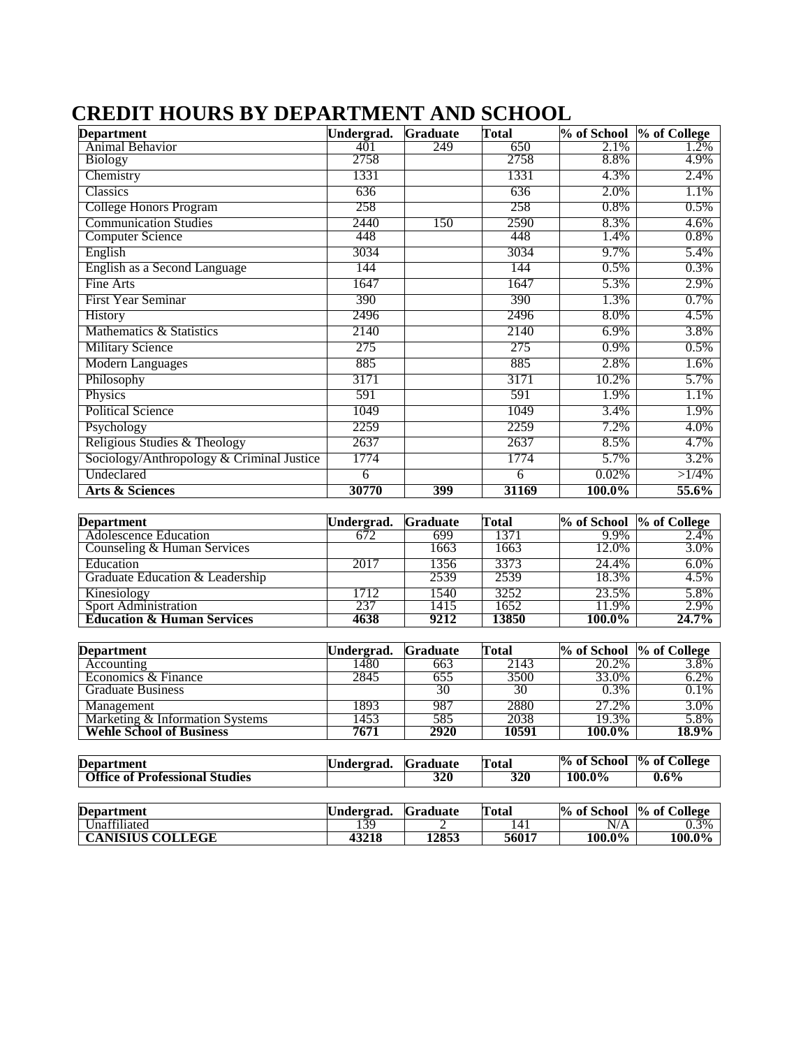# CREDIT HOURS BY DEPARTMENT AND SCHOOL

| Department | Undergrad. | Graduate | Total | % of School | % of College |
|---|---|---|---|---|---|
| Animal Behavior | 401 | 249 | 650 | 2.1% | 1.2% |
| Biology | 2758 | | 2758 | 8.8% | 4.9% |
| Chemistry | 1331 | | 1331 | 4.3% | 2.4% |
| Classics | 636 | | 636 | 2.0% | 1.1% |
| College Honors Program | 258 | | 258 | 0.8% | 0.5% |
| Communication Studies | 2440 | 150 | 2590 | 8.3% | 4.6% |
| Computer Science | 448 | | 448 | 1.4% | 0.8% |
| English | 3034 | | 3034 | 9.7% | 5.4% |
| English as a Second Language | 144 | | 144 | 0.5% | 0.3% |
| Fine Arts | 1647 | | 1647 | 5.3% | 2.9% |
| First Year Seminar | 390 | | 390 | 1.3% | 0.7% |
| History | 2496 | | 2496 | 8.0% | 4.5% |
| Mathematics & Statistics | 2140 | | 2140 | 6.9% | 3.8% |
| Military Science | 275 | | 275 | 0.9% | 0.5% |
| Modern Languages | 885 | | 885 | 2.8% | 1.6% |
| Philosophy | 3171 | | 3171 | 10.2% | 5.7% |
| Physics | 591 | | 591 | 1.9% | 1.1% |
| Political Science | 1049 | | 1049 | 3.4% | 1.9% |
| Psychology | 2259 | | 2259 | 7.2% | 4.0% |
| Religious Studies & Theology | 2637 | | 2637 | 8.5% | 4.7% |
| Sociology/Anthropology & Criminal Justice | 1774 | | 1774 | 5.7% | 3.2% |
| Undeclared | 6 | | 6 | 0.02% | >1/4% |
| **Arts & Sciences** | **30770** | **399** | **31169** | **100.0%** | **55.6%** |

| Department | Undergrad. | Graduate | Total | % of School | % of College |
|---|---|---|---|---|---|
| Adolescence Education | 672 | 699 | 1371 | 9.9% | 2.4% |
| Counseling & Human Services | | 1663 | 1663 | 12.0% | 3.0% |
| Education | 2017 | 1356 | 3373 | 24.4% | 6.0% |
| Graduate Education & Leadership | | 2539 | 2539 | 18.3% | 4.5% |
| Kinesiology | 1712 | 1540 | 3252 | 23.5% | 5.8% |
| Sport Administration | 237 | 1415 | 1652 | 11.9% | 2.9% |
| **Education & Human Services** | **4638** | **9212** | **13850** | **100.0%** | **24.7%** |

| Department | Undergrad. | Graduate | Total | % of School | % of College |
|---|---|---|---|---|---|
| Accounting | 1480 | 663 | 2143 | 20.2% | 3.8% |
| Economics & Finance | 2845 | 655 | 3500 | 33.0% | 6.2% |
| Graduate Business | | 30 | 30 | 0.3% | 0.1% |
| Management | 1893 | 987 | 2880 | 27.2% | 3.0% |
| Marketing & Information Systems | 1453 | 585 | 2038 | 19.3% | 5.8% |
| **Wehle School of Business** | **7671** | **2920** | **10591** | **100.0%** | **18.9%** |

| Department | Undergrad. | Graduate | Total | % of School | % of College |
|---|---|---|---|---|---|
| **Office of Professional Studies** | | **320** | **320** | **100.0%** | **0.6%** |

| Department | Undergrad. | Graduate | Total | % of School | % of College |
|---|---|---|---|---|---|
| Unaffiliated | 139 | 2 | 141 | N/A | 0.3% |
| **CANISIUS COLLEGE** | **43218** | **12853** | **56017** | **100.0%** | **100.0%** |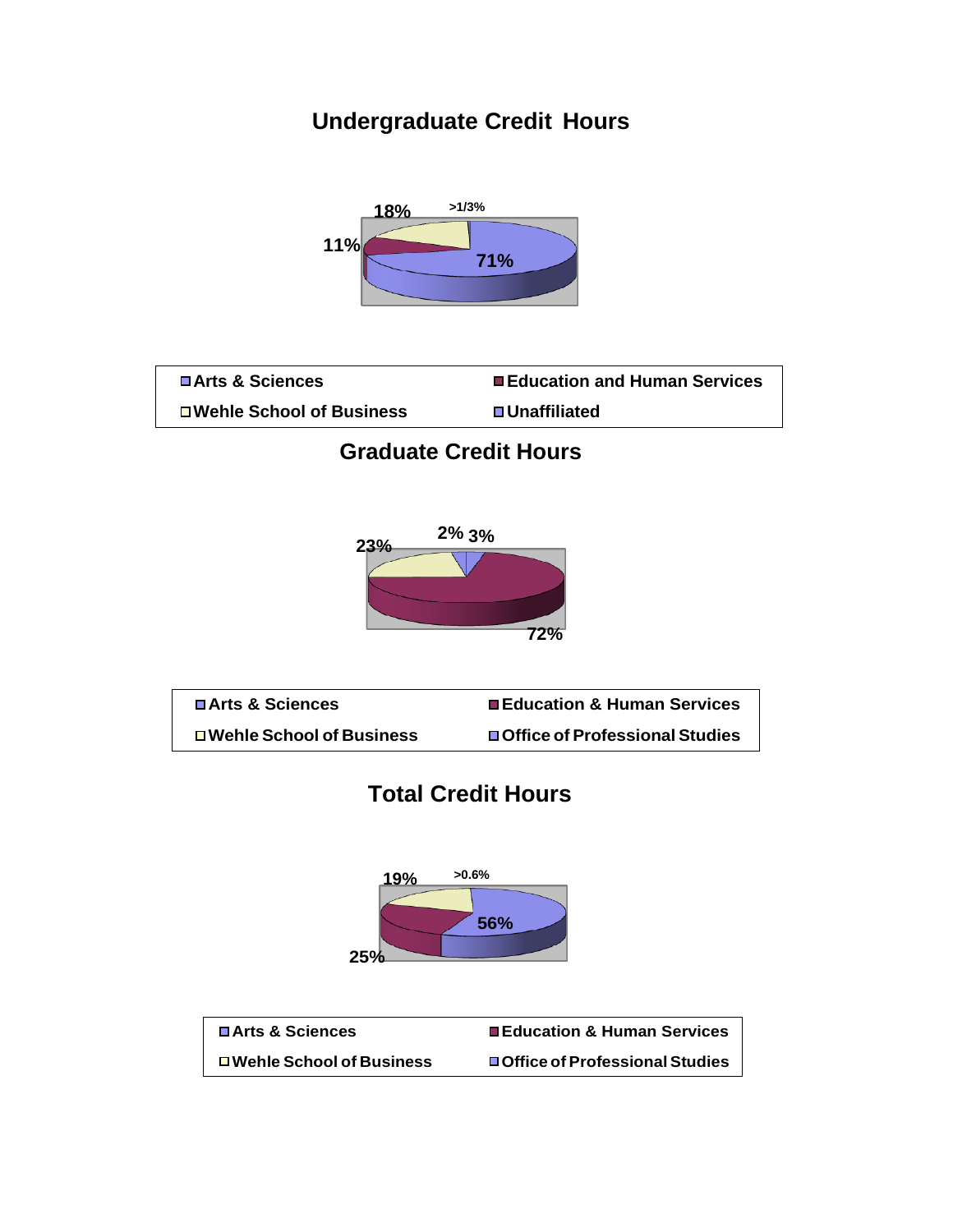## Undergraduate Credit Hours

18%

>1/3%

11%

71%

Arts & Sciences

Education and Human Services

Wehle School of Business

Unaffiliated

## Graduate Credit Hours

2% 3%

23%

72%

Arts & Sciences

Education & Human Services

Wehle School of Business

Office of Professional Studies

## Total Credit Hours

19%

>0.6%

56%

25%

Arts & Sciences

Education & Human Services

Wehle School of Business

Office of Professional Studies